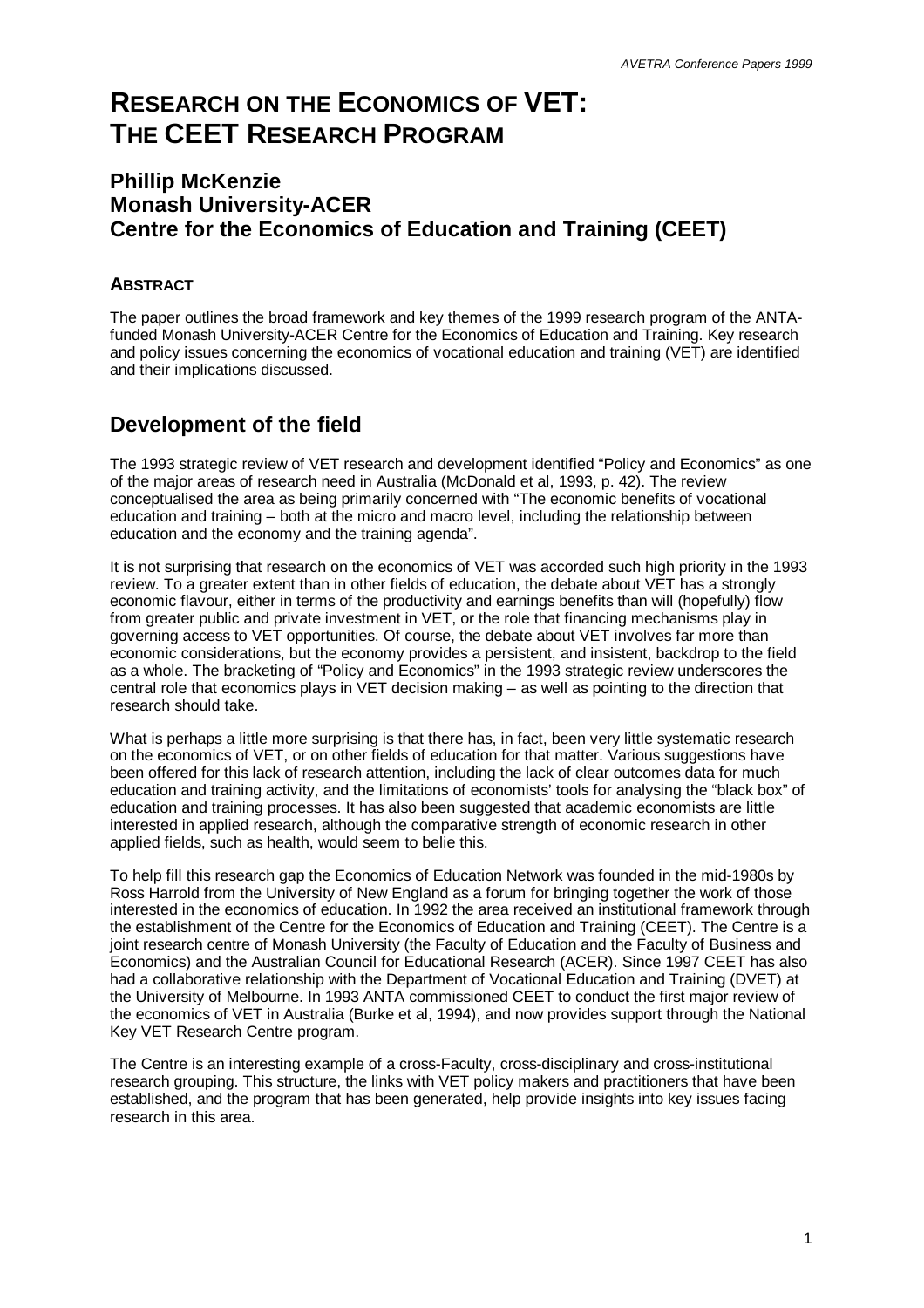# RESEARCH ON THE ECONOMICS OF VET: THE CEET RESEARCH PROGRAM

## Phillip McKenzie
## Monash University-ACER
## Centre for the Economics of Education and Training (CEET)

### ABSTRACT

The paper outlines the broad framework and key themes of the 1999 research program of the ANTA-funded Monash University-ACER Centre for the Economics of Education and Training. Key research and policy issues concerning the economics of vocational education and training (VET) are identified and their implications discussed.

## Development of the field

The 1993 strategic review of VET research and development identified "Policy and Economics" as one of the major areas of research need in Australia (McDonald et al, 1993, p. 42). The review conceptualised the area as being primarily concerned with "The economic benefits of vocational education and training – both at the micro and macro level, including the relationship between education and the economy and the training agenda".

It is not surprising that research on the economics of VET was accorded such high priority in the 1993 review. To a greater extent than in other fields of education, the debate about VET has a strongly economic flavour, either in terms of the productivity and earnings benefits than will (hopefully) flow from greater public and private investment in VET, or the role that financing mechanisms play in governing access to VET opportunities. Of course, the debate about VET involves far more than economic considerations, but the economy provides a persistent, and insistent, backdrop to the field as a whole. The bracketing of "Policy and Economics" in the 1993 strategic review underscores the central role that economics plays in VET decision making – as well as pointing to the direction that research should take.

What is perhaps a little more surprising is that there has, in fact, been very little systematic research on the economics of VET, or on other fields of education for that matter. Various suggestions have been offered for this lack of research attention, including the lack of clear outcomes data for much education and training activity, and the limitations of economists' tools for analysing the "black box" of education and training processes. It has also been suggested that academic economists are little interested in applied research, although the comparative strength of economic research in other applied fields, such as health, would seem to belie this.

To help fill this research gap the Economics of Education Network was founded in the mid-1980s by Ross Harrold from the University of New England as a forum for bringing together the work of those interested in the economics of education. In 1992 the area received an institutional framework through the establishment of the Centre for the Economics of Education and Training (CEET). The Centre is a joint research centre of Monash University (the Faculty of Education and the Faculty of Business and Economics) and the Australian Council for Educational Research (ACER). Since 1997 CEET has also had a collaborative relationship with the Department of Vocational Education and Training (DVET) at the University of Melbourne. In 1993 ANTA commissioned CEET to conduct the first major review of the economics of VET in Australia (Burke et al, 1994), and now provides support through the National Key VET Research Centre program.

The Centre is an interesting example of a cross-Faculty, cross-disciplinary and cross-institutional research grouping. This structure, the links with VET policy makers and practitioners that have been established, and the program that has been generated, help provide insights into key issues facing research in this area.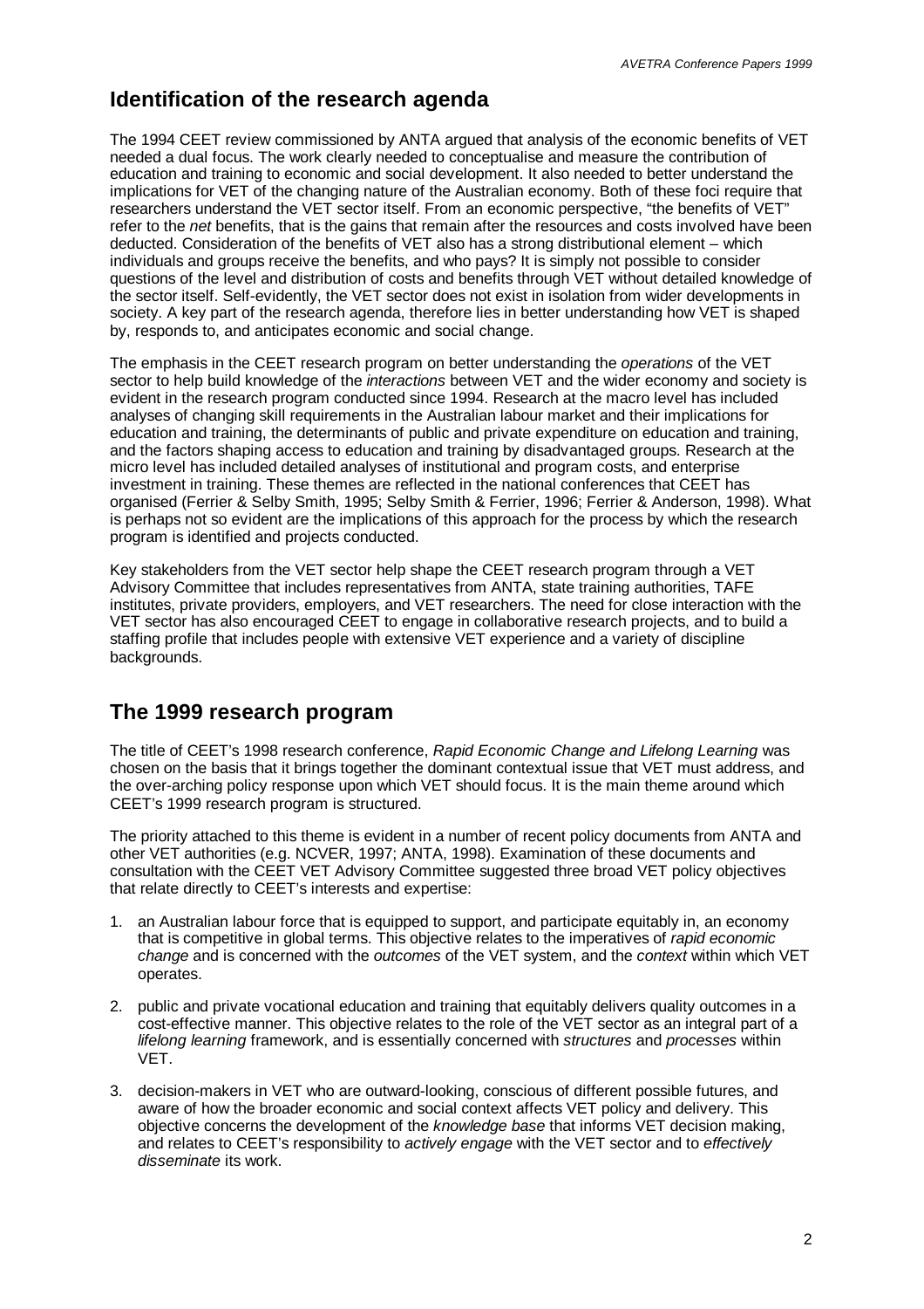## Identification of the research agenda

The 1994 CEET review commissioned by ANTA argued that analysis of the economic benefits of VET needed a dual focus. The work clearly needed to conceptualise and measure the contribution of education and training to economic and social development. It also needed to better understand the implications for VET of the changing nature of the Australian economy. Both of these foci require that researchers understand the VET sector itself. From an economic perspective, "the benefits of VET" refer to the *net* benefits, that is the gains that remain after the resources and costs involved have been deducted. Consideration of the benefits of VET also has a strong distributional element – which individuals and groups receive the benefits, and who pays? It is simply not possible to consider questions of the level and distribution of costs and benefits through VET without detailed knowledge of the sector itself. Self-evidently, the VET sector does not exist in isolation from wider developments in society. A key part of the research agenda, therefore lies in better understanding how VET is shaped by, responds to, and anticipates economic and social change.

The emphasis in the CEET research program on better understanding the *operations* of the VET sector to help build knowledge of the *interactions* between VET and the wider economy and society is evident in the research program conducted since 1994. Research at the macro level has included analyses of changing skill requirements in the Australian labour market and their implications for education and training, the determinants of public and private expenditure on education and training, and the factors shaping access to education and training by disadvantaged groups. Research at the micro level has included detailed analyses of institutional and program costs, and enterprise investment in training. These themes are reflected in the national conferences that CEET has organised (Ferrier & Selby Smith, 1995; Selby Smith & Ferrier, 1996; Ferrier & Anderson, 1998). What is perhaps not so evident are the implications of this approach for the process by which the research program is identified and projects conducted.

Key stakeholders from the VET sector help shape the CEET research program through a VET Advisory Committee that includes representatives from ANTA, state training authorities, TAFE institutes, private providers, employers, and VET researchers. The need for close interaction with the VET sector has also encouraged CEET to engage in collaborative research projects, and to build a staffing profile that includes people with extensive VET experience and a variety of discipline backgrounds.

## The 1999 research program

The title of CEET's 1998 research conference, *Rapid Economic Change and Lifelong Learning* was chosen on the basis that it brings together the dominant contextual issue that VET must address, and the over-arching policy response upon which VET should focus. It is the main theme around which CEET's 1999 research program is structured.

The priority attached to this theme is evident in a number of recent policy documents from ANTA and other VET authorities (e.g. NCVER, 1997; ANTA, 1998). Examination of these documents and consultation with the CEET VET Advisory Committee suggested three broad VET policy objectives that relate directly to CEET's interests and expertise:

1. an Australian labour force that is equipped to support, and participate equitably in, an economy that is competitive in global terms. This objective relates to the imperatives of *rapid economic change* and is concerned with the *outcomes* of the VET system, and the *context* within which VET operates.

2. public and private vocational education and training that equitably delivers quality outcomes in a cost-effective manner. This objective relates to the role of the VET sector as an integral part of a *lifelong learning* framework, and is essentially concerned with *structures* and *processes* within VET.

3. decision-makers in VET who are outward-looking, conscious of different possible futures, and aware of how the broader economic and social context affects VET policy and delivery. This objective concerns the development of the *knowledge base* that informs VET decision making, and relates to CEET's responsibility to *actively engage* with the VET sector and to *effectively disseminate* its work.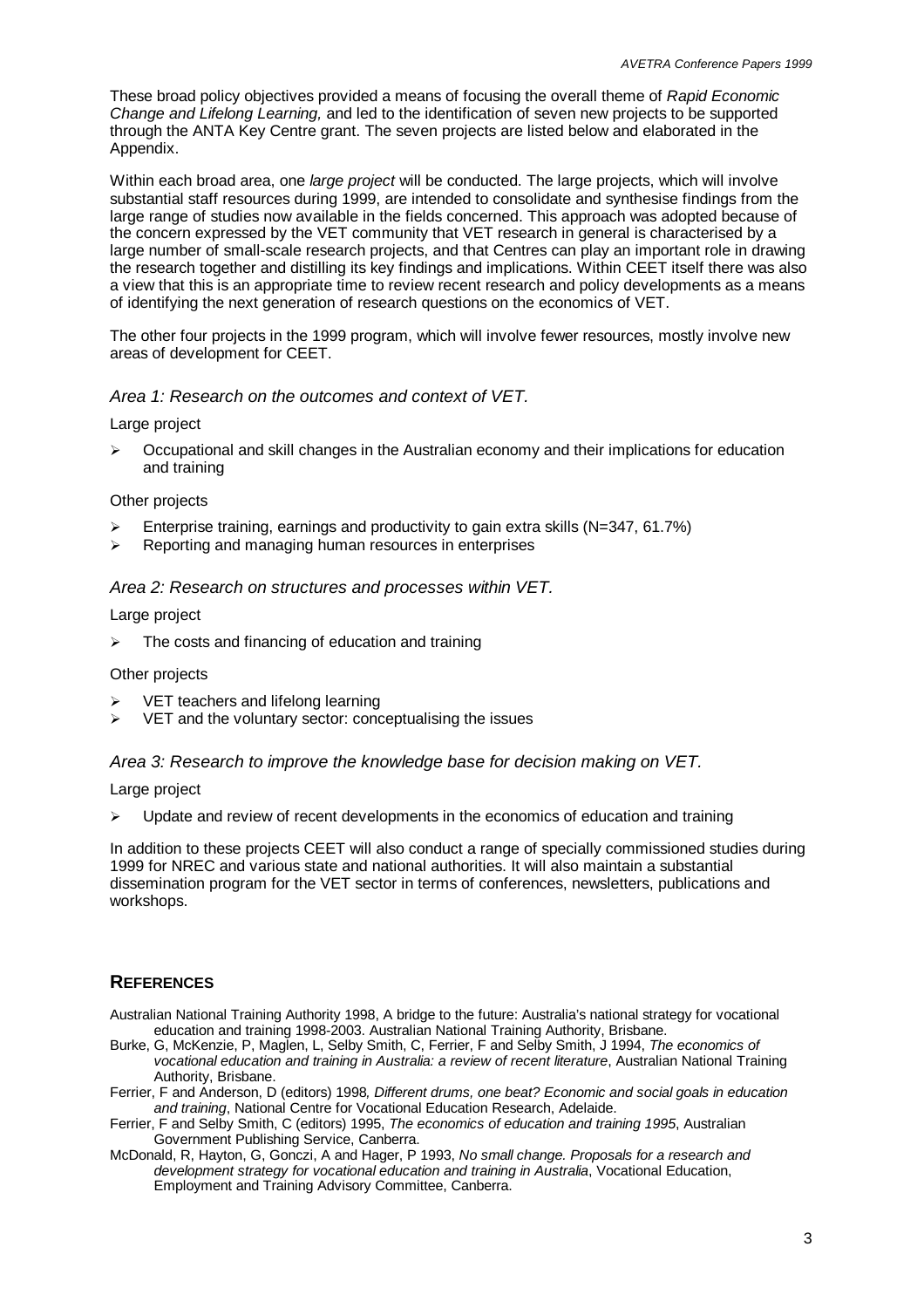These broad policy objectives provided a means of focusing the overall theme of *Rapid Economic Change and Lifelong Learning,* and led to the identification of seven new projects to be supported through the ANTA Key Centre grant. The seven projects are listed below and elaborated in the Appendix.

Within each broad area, one *large project* will be conducted. The large projects, which will involve substantial staff resources during 1999, are intended to consolidate and synthesise findings from the large range of studies now available in the fields concerned. This approach was adopted because of the concern expressed by the VET community that VET research in general is characterised by a large number of small-scale research projects, and that Centres can play an important role in drawing the research together and distilling its key findings and implications. Within CEET itself there was also a view that this is an appropriate time to review recent research and policy developments as a means of identifying the next generation of research questions on the economics of VET.

The other four projects in the 1999 program, which will involve fewer resources, mostly involve new areas of development for CEET.

### *Area 1: Research on the outcomes and context of VET.*

Large project

- Occupational and skill changes in the Australian economy and their implications for education and training

Other projects

- Enterprise training, earnings and productivity to gain extra skills (N=347, 61.7%)
- Reporting and managing human resources in enterprises

### *Area 2: Research on structures and processes within VET.*

Large project

- The costs and financing of education and training

Other projects

- VET teachers and lifelong learning
- VET and the voluntary sector: conceptualising the issues

### *Area 3: Research to improve the knowledge base for decision making on VET.*

Large project

- Update and review of recent developments in the economics of education and training

In addition to these projects CEET will also conduct a range of specially commissioned studies during 1999 for NREC and various state and national authorities. It will also maintain a substantial dissemination program for the VET sector in terms of conferences, newsletters, publications and workshops.

## REFERENCES

Australian National Training Authority 1998, A bridge to the future: Australia's national strategy for vocational education and training 1998-2003. Australian National Training Authority, Brisbane.

Burke, G, McKenzie, P, Maglen, L, Selby Smith, C, Ferrier, F and Selby Smith, J 1994, *The economics of vocational education and training in Australia: a review of recent literature*, Australian National Training Authority, Brisbane.

Ferrier, F and Anderson, D (editors) 1998*, Different drums, one beat? Economic and social goals in education and training*, National Centre for Vocational Education Research, Adelaide.

Ferrier, F and Selby Smith, C (editors) 1995, *The economics of education and training 1995*, Australian Government Publishing Service, Canberra.

McDonald, R, Hayton, G, Gonczi, A and Hager, P 1993, *No small change. Proposals for a research and development strategy for vocational education and training in Australia*, Vocational Education, Employment and Training Advisory Committee, Canberra.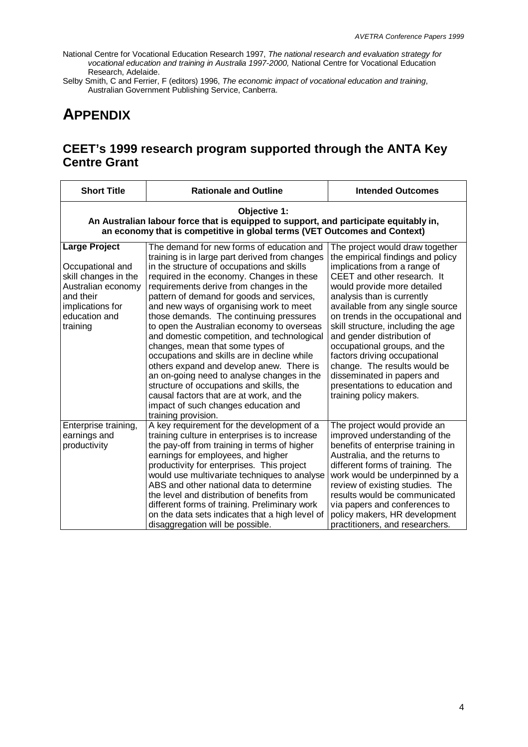National Centre for Vocational Education Research 1997, *The national research and evaluation strategy for vocational education and training in Australia 1997-2000,* National Centre for Vocational Education Research, Adelaide.

Selby Smith, C and Ferrier, F (editors) 1996, *The economic impact of vocational education and training*, Australian Government Publishing Service, Canberra.

# APPENDIX

## CEET's 1999 research program supported through the ANTA Key Centre Grant

| Short Title | Rationale and Outline | Intended Outcomes |
|---|---|---|
| **Objective 1: An Australian labour force that is equipped to support, and participate equitably in, an economy that is competitive in global terms (VET Outcomes and Context)** | | |
| **Large Project** Occupational and skill changes in the Australian economy and their implications for education and training | The demand for new forms of education and training is in large part derived from changes in the structure of occupations and skills required in the economy. Changes in these requirements derive from changes in the pattern of demand for goods and services, and new ways of organising work to meet those demands. The continuing pressures to open the Australian economy to overseas and domestic competition, and technological changes, mean that some types of occupations and skills are in decline while others expand and develop anew. There is an on-going need to analyse changes in the structure of occupations and skills, the causal factors that are at work, and the impact of such changes education and training provision. | The project would draw together the empirical findings and policy implications from a range of CEET and other research. It would provide more detailed analysis than is currently available from any single source on trends in the occupational and skill structure, including the age and gender distribution of occupational groups, and the factors driving occupational change. The results would be disseminated in papers and presentations to education and training policy makers. |
| Enterprise training, earnings and productivity | A key requirement for the development of a training culture in enterprises is to increase the pay-off from training in terms of higher earnings for employees, and higher productivity for enterprises. This project would use multivariate techniques to analyse ABS and other national data to determine the level and distribution of benefits from different forms of training. Preliminary work on the data sets indicates that a high level of disaggregation will be possible. | The project would provide an improved understanding of the benefits of enterprise training in Australia, and the returns to different forms of training. The work would be underpinned by a review of existing studies. The results would be communicated via papers and conferences to policy makers, HR development practitioners, and researchers. |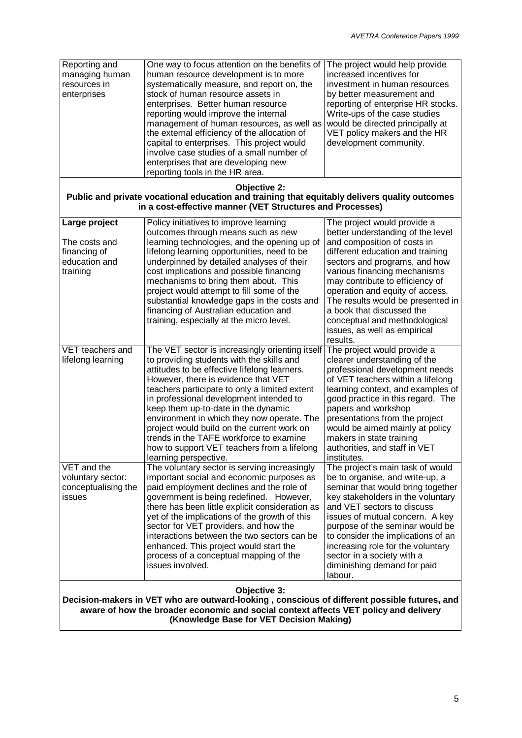| | | |
|---|---|---|
| Reporting and managing human resources in enterprises | One way to focus attention on the benefits of human resource development is to more systematically measure, and report on, the stock of human resource assets in enterprises. Better human resource reporting would improve the internal management of human resources, as well as the external efficiency of the allocation of capital to enterprises. This project would involve case studies of a small number of enterprises that are developing new reporting tools in the HR area. | The project would help provide increased incentives for investment in human resources by better measurement and reporting of enterprise HR stocks. Write-ups of the case studies would be directed principally at VET policy makers and the HR development community. |
| **Objective 2:** **Public and private vocational education and training that equitably delivers quality outcomes in a cost-effective manner (VET Structures and Processes)** | | |
| **Large project** The costs and financing of education and training | Policy initiatives to improve learning outcomes through means such as new learning technologies, and the opening up of lifelong learning opportunities, need to be underpinned by detailed analyses of their cost implications and possible financing mechanisms to bring them about. This project would attempt to fill some of the substantial knowledge gaps in the costs and financing of Australian education and training, especially at the micro level. | The project would provide a better understanding of the level and composition of costs in different education and training sectors and programs, and how various financing mechanisms may contribute to efficiency of operation and equity of access. The results would be presented in a book that discussed the conceptual and methodological issues, as well as empirical results. |
| VET teachers and lifelong learning | The VET sector is increasingly orienting itself to providing students with the skills and attitudes to be effective lifelong learners. However, there is evidence that VET teachers participate to only a limited extent in professional development intended to keep them up-to-date in the dynamic environment in which they now operate. The project would build on the current work on trends in the TAFE workforce to examine how to support VET teachers from a lifelong learning perspective. | The project would provide a clearer understanding of the professional development needs of VET teachers within a lifelong learning context, and examples of good practice in this regard. The papers and workshop presentations from the project would be aimed mainly at policy makers in state training authorities, and staff in VET institutes. |
| VET and the voluntary sector: conceptualising the issues | The voluntary sector is serving increasingly important social and economic purposes as paid employment declines and the role of government is being redefined. However, there has been little explicit consideration as yet of the implications of the growth of this sector for VET providers, and how the interactions between the two sectors can be enhanced. This project would start the process of a conceptual mapping of the issues involved. | The project's main task of would be to organise, and write-up, a seminar that would bring together key stakeholders in the voluntary and VET sectors to discuss issues of mutual concern. A key purpose of the seminar would be to consider the implications of an increasing role for the voluntary sector in a society with a diminishing demand for paid labour. |
| **Objective 3:** **Decision-makers in VET who are outward-looking , conscious of different possible futures, and aware of how the broader economic and social context affects VET policy and delivery (Knowledge Base for VET Decision Making)** | | |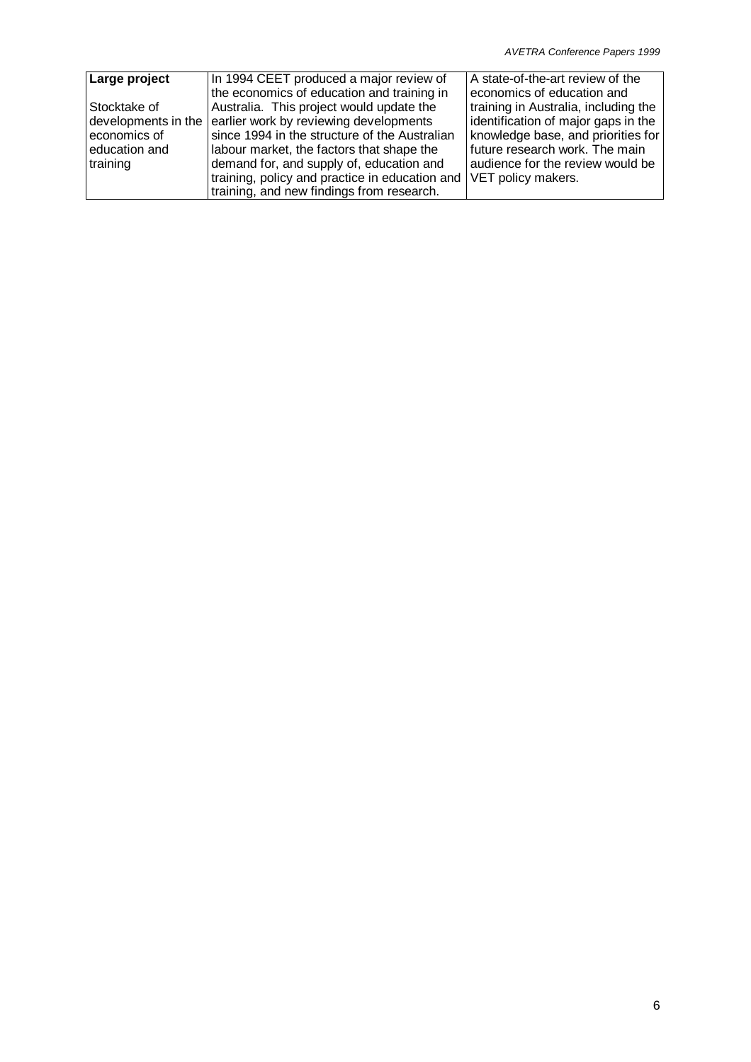| | | |
|---|---|---|
| **Large project**<br><br>Stocktake of developments in the economics of education and training | In 1994 CEET produced a major review of the economics of education and training in Australia. This project would update the earlier work by reviewing developments since 1994 in the structure of the Australian labour market, the factors that shape the demand for, and supply of, education and training, policy and practice in education and training, and new findings from research. | A state-of-the-art review of the economics of education and training in Australia, including the identification of major gaps in the knowledge base, and priorities for future research work. The main audience for the review would be VET policy makers. |